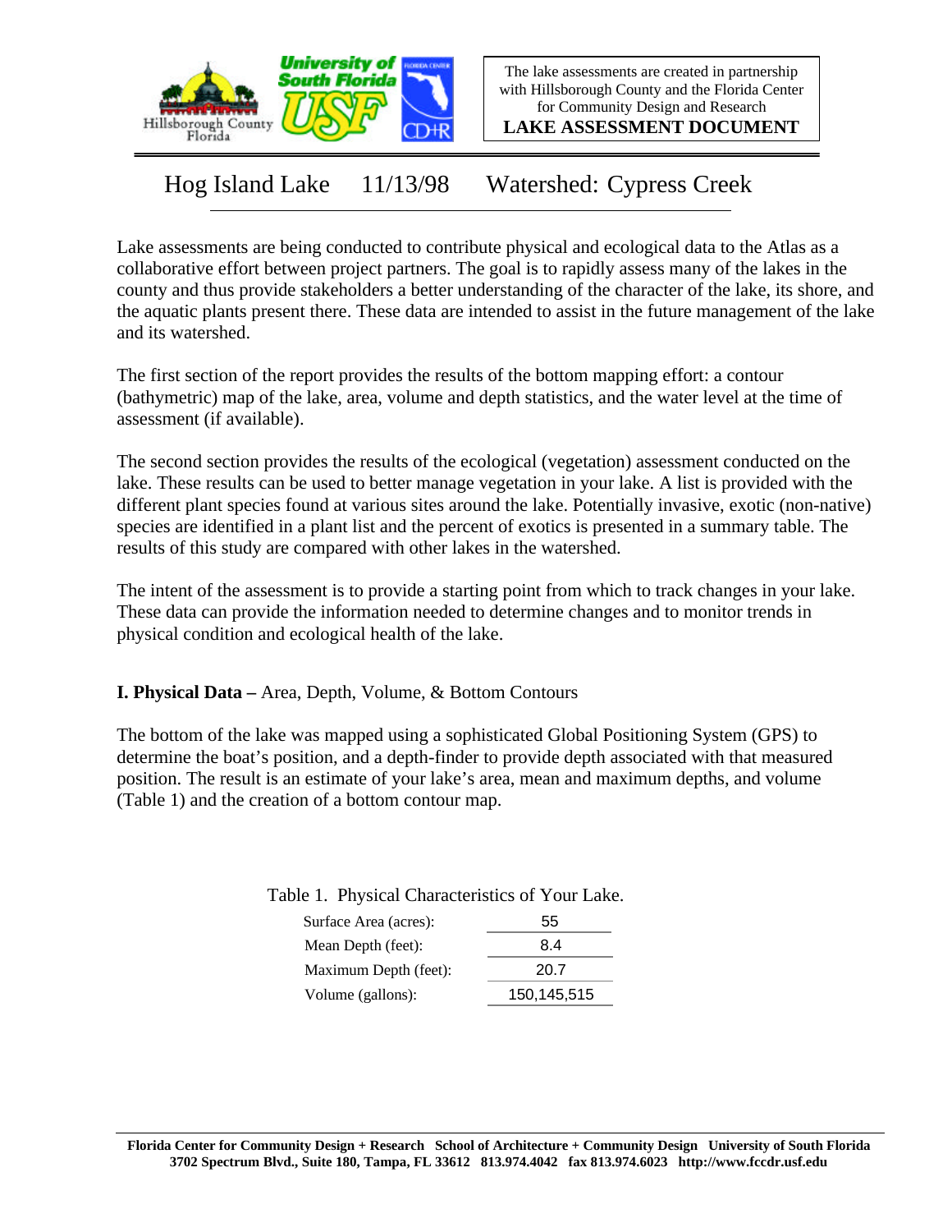The lake assessments are created in partnership with Hillsborough County and the Florida Center for Community Design and Research

**LAKE ASSESSMENT DOCUMENT**

# Hog Island Lake 11/13/98 Watershed: Cypress Creek

Lake assessments are being conducted to contribute physical and ecological data to the Atlas as a collaborative effort between project partners. The goal is to rapidly assess many of the lakes in the county and thus provide stakeholders a better understanding of the character of the lake, its shore, and the aquatic plants present there. These data are intended to assist in the future management of the lake and its watershed.

The first section of the report provides the results of the bottom mapping effort: a contour (bathymetric) map of the lake, area, volume and depth statistics, and the water level at the time of assessment (if available).

The second section provides the results of the ecological (vegetation) assessment conducted on the lake. These results can be used to better manage vegetation in your lake. A list is provided with the different plant species found at various sites around the lake. Potentially invasive, exotic (non-native) species are identified in a plant list and the percent of exotics is presented in a summary table. The results of this study are compared with other lakes in the watershed.

The intent of the assessment is to provide a starting point from which to track changes in your lake. These data can provide the information needed to determine changes and to monitor trends in physical condition and ecological health of the lake.

## I. Physical Data – Area, Depth, Volume, & Bottom Contours

The bottom of the lake was mapped using a sophisticated Global Positioning System (GPS) to determine the boat's position, and a depth-finder to provide depth associated with that measured position. The result is an estimate of your lake's area, mean and maximum depths, and volume (Table 1) and the creation of a bottom contour map.

Table 1. Physical Characteristics of Your Lake.

| | |
|---|---|
| Surface Area (acres): | 55 |
| Mean Depth (feet): | 8.4 |
| Maximum Depth (feet): | 20.7 |
| Volume (gallons): | 150,145,515 |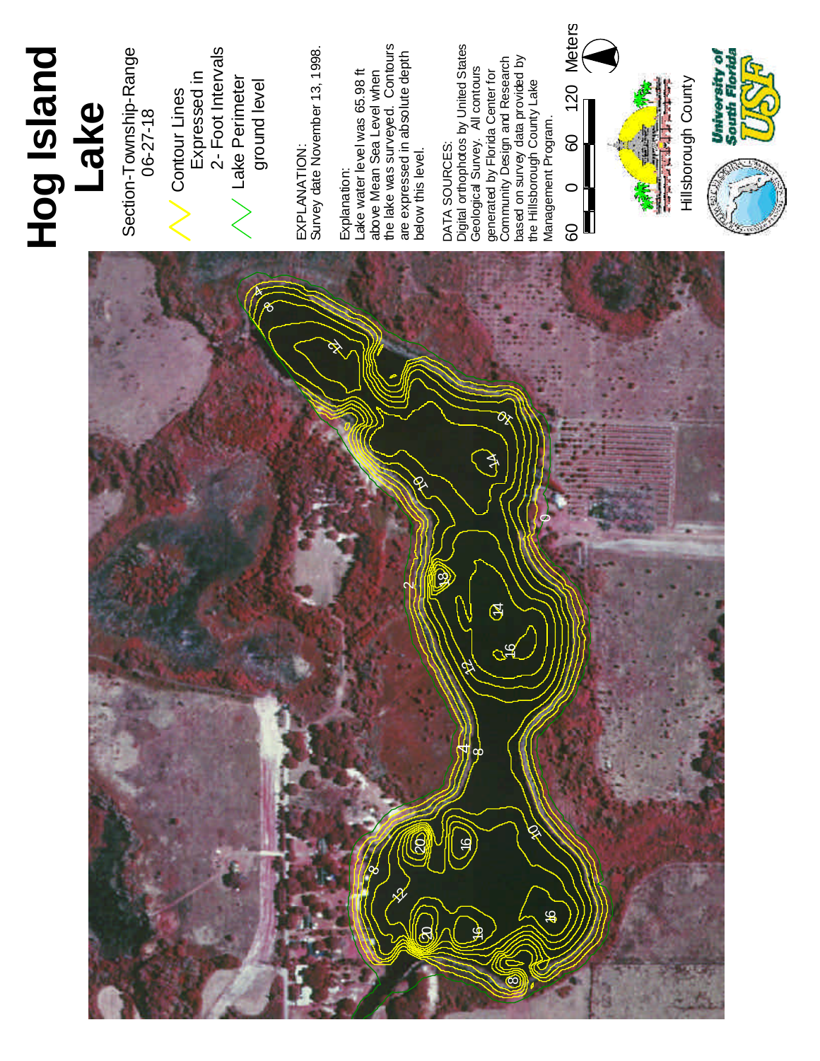# Hog Island Lake

Section-Township-Range
06-27-18

Contour Lines
Expressed in
2- Foot Intervals

Lake Perimeter
ground level

EXPLANATION:
Survey date November 13, 1998.

Explanation:
Lake water level was 65.98 ft above Mean Sea Level when the lake was surveyed. Contours are expressed in absolute depth below this level.

DATA SOURCES:
Digital orthophotos by United States Geological Survey. All contours generated by Florida Center for Community Design and Research based on survey data provided by the Hillsborough County Lake Management Program.

60 0 60 120 Meters

Hillsborough County

University of South Florida USF

4
8
12
10
14
10
0
2
18
14
16
12
4
8
10
20
16
8
12
20
16
16
8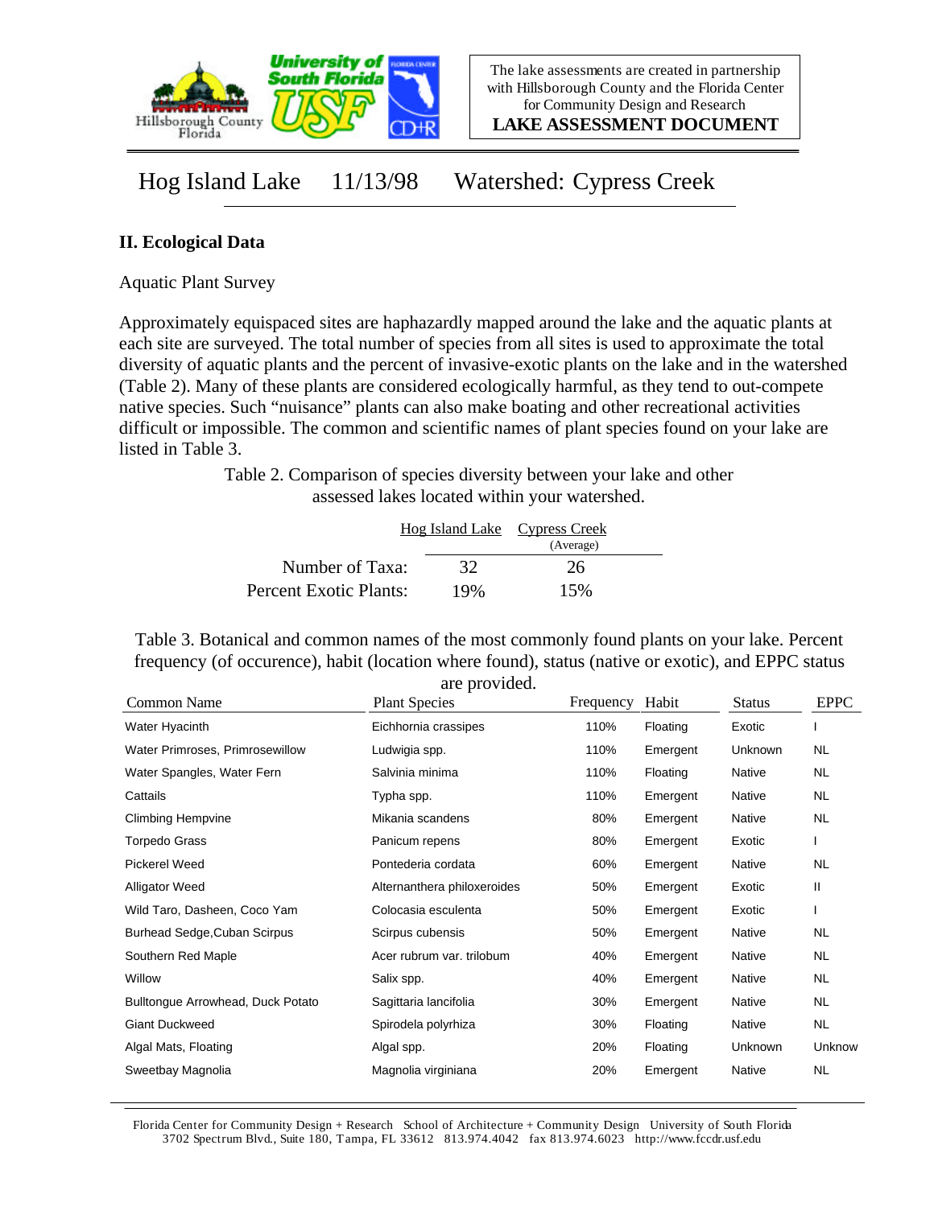The lake assessments are created in partnership with Hillsborough County and the Florida Center for Community Design and Research

**LAKE ASSESSMENT DOCUMENT**

# Hog Island Lake 11/13/98 Watershed: Cypress Creek

## II. Ecological Data

Aquatic Plant Survey

Approximately equispaced sites are haphazardly mapped around the lake and the aquatic plants at each site are surveyed. The total number of species from all sites is used to approximate the total diversity of aquatic plants and the percent of invasive-exotic plants on the lake and in the watershed (Table 2). Many of these plants are considered ecologically harmful, as they tend to out-compete native species. Such "nuisance" plants can also make boating and other recreational activities difficult or impossible. The common and scientific names of plant species found on your lake are listed in Table 3.

Table 2. Comparison of species diversity between your lake and other assessed lakes located within your watershed.

| | Hog Island Lake | Cypress Creek (Average) |
|---|---|---|
| Number of Taxa: | 32 | 26 |
| Percent Exotic Plants: | 19% | 15% |

Table 3. Botanical and common names of the most commonly found plants on your lake. Percent frequency (of occurence), habit (location where found), status (native or exotic), and EPPC status are provided.

| Common Name | Plant Species | Frequency | Habit | Status | EPPC |
|---|---|---|---|---|---|
| Water Hyacinth | Eichhornia crassipes | 110% | Floating | Exotic | I |
| Water Primroses, Primrosewillow | Ludwigia spp. | 110% | Emergent | Unknown | NL |
| Water Spangles, Water Fern | Salvinia minima | 110% | Floating | Native | NL |
| Cattails | Typha spp. | 110% | Emergent | Native | NL |
| Climbing Hempvine | Mikania scandens | 80% | Emergent | Native | NL |
| Torpedo Grass | Panicum repens | 80% | Emergent | Exotic | I |
| Pickerel Weed | Pontederia cordata | 60% | Emergent | Native | NL |
| Alligator Weed | Alternanthera philoxeroides | 50% | Emergent | Exotic | II |
| Wild Taro, Dasheen, Coco Yam | Colocasia esculenta | 50% | Emergent | Exotic | I |
| Burhead Sedge,Cuban Scirpus | Scirpus cubensis | 50% | Emergent | Native | NL |
| Southern Red Maple | Acer rubrum var. trilobum | 40% | Emergent | Native | NL |
| Willow | Salix spp. | 40% | Emergent | Native | NL |
| Bulltongue Arrowhead, Duck Potato | Sagittaria lancifolia | 30% | Emergent | Native | NL |
| Giant Duckweed | Spirodela polyrhiza | 30% | Floating | Native | NL |
| Algal Mats, Floating | Algal spp. | 20% | Floating | Unknown | Unknow |
| Sweetbay Magnolia | Magnolia virginiana | 20% | Emergent | Native | NL |

Florida Center for Community Design + Research School of Architecture + Community Design University of South Florida 3702 Spectrum Blvd., Suite 180, Tampa, FL 33612 813.974.4042 fax 813.974.6023 http://www.fccdr.usf.edu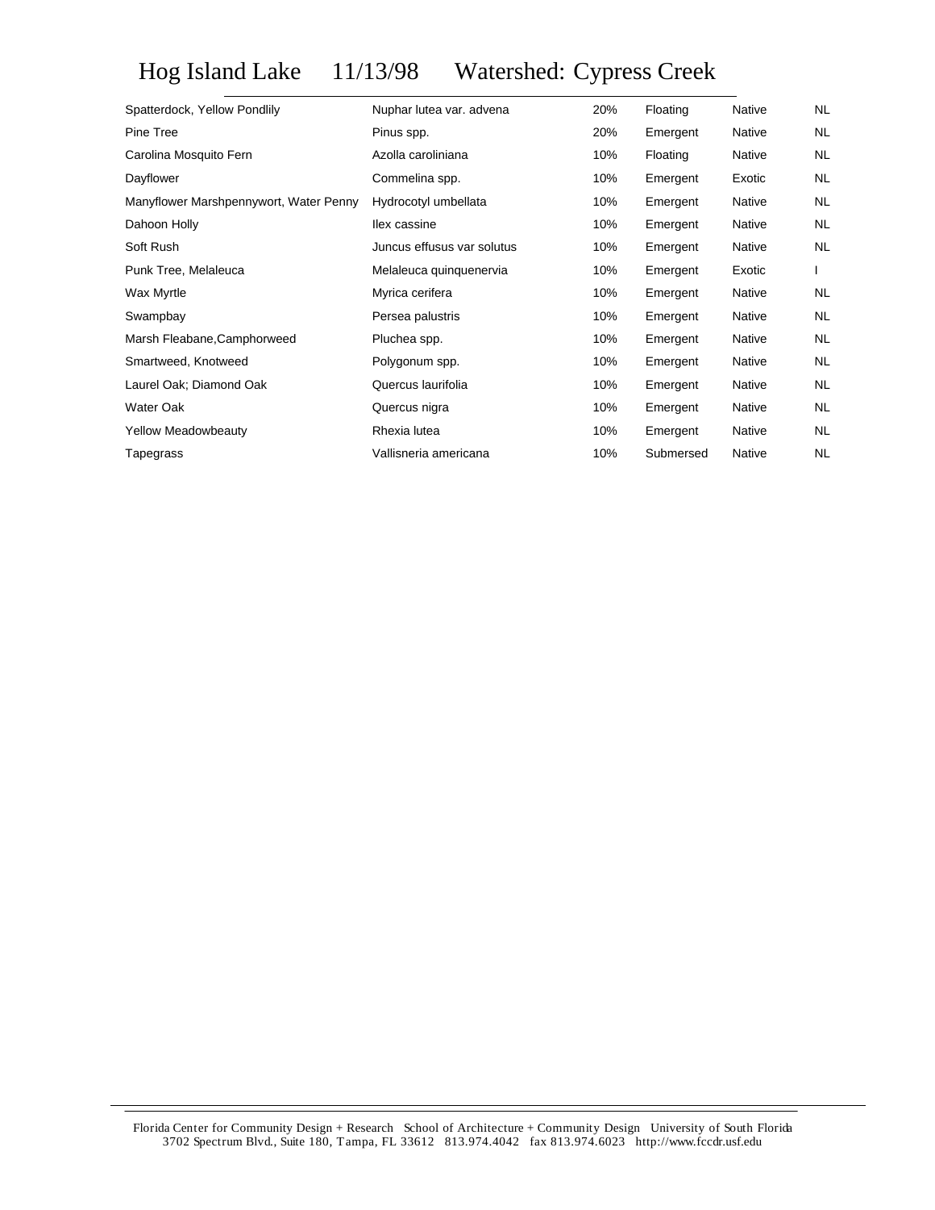# Hog Island Lake 11/13/98 Watershed: Cypress Creek

| | | | | | |
|---|---|---|---|---|---|
| Spatterdock, Yellow Pondlily | Nuphar lutea var. advena | 20% | Floating | Native | NL |
| Pine Tree | Pinus spp. | 20% | Emergent | Native | NL |
| Carolina Mosquito Fern | Azolla caroliniana | 10% | Floating | Native | NL |
| Dayflower | Commelina spp. | 10% | Emergent | Exotic | NL |
| Manyflower Marshpennywort, Water Penny | Hydrocotyl umbellata | 10% | Emergent | Native | NL |
| Dahoon Holly | Ilex cassine | 10% | Emergent | Native | NL |
| Soft Rush | Juncus effusus var solutus | 10% | Emergent | Native | NL |
| Punk Tree, Melaleuca | Melaleuca quinquenervia | 10% | Emergent | Exotic | I |
| Wax Myrtle | Myrica cerifera | 10% | Emergent | Native | NL |
| Swampbay | Persea palustris | 10% | Emergent | Native | NL |
| Marsh Fleabane,Camphorweed | Pluchea spp. | 10% | Emergent | Native | NL |
| Smartweed, Knotweed | Polygonum spp. | 10% | Emergent | Native | NL |
| Laurel Oak; Diamond Oak | Quercus laurifolia | 10% | Emergent | Native | NL |
| Water Oak | Quercus nigra | 10% | Emergent | Native | NL |
| Yellow Meadowbeauty | Rhexia lutea | 10% | Emergent | Native | NL |
| Tapegrass | Vallisneria americana | 10% | Submersed | Native | NL |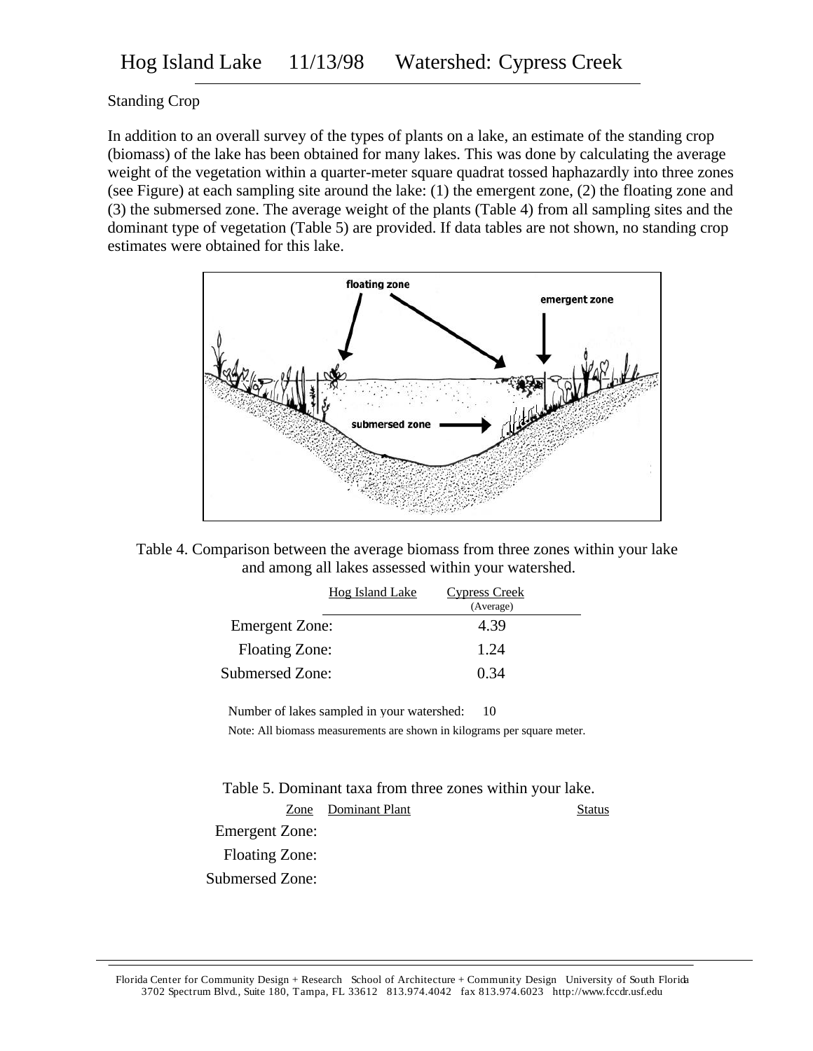# Hog Island Lake 11/13/98 Watershed: Cypress Creek

Standing Crop

In addition to an overall survey of the types of plants on a lake, an estimate of the standing crop (biomass) of the lake has been obtained for many lakes. This was done by calculating the average weight of the vegetation within a quarter-meter square quadrat tossed haphazardly into three zones (see Figure) at each sampling site around the lake: (1) the emergent zone, (2) the floating zone and (3) the submersed zone. The average weight of the plants (Table 4) from all sampling sites and the dominant type of vegetation (Table 5) are provided. If data tables are not shown, no standing crop estimates were obtained for this lake.

floating zone

emergent zone

submersed zone

Table 4. Comparison between the average biomass from three zones within your lake and among all lakes assessed within your watershed.

| | Hog Island Lake | Cypress Creek (Average) |
|---|---|---|
| Emergent Zone: | | 4.39 |
| Floating Zone: | | 1.24 |
| Submersed Zone: | | 0.34 |

Number of lakes sampled in your watershed: 10

Note: All biomass measurements are shown in kilograms per square meter.

Table 5. Dominant taxa from three zones within your lake.

| Zone | Dominant Plant | Status |
|---|---|---|
| Emergent Zone: | | |
| Floating Zone: | | |
| Submersed Zone: | | |